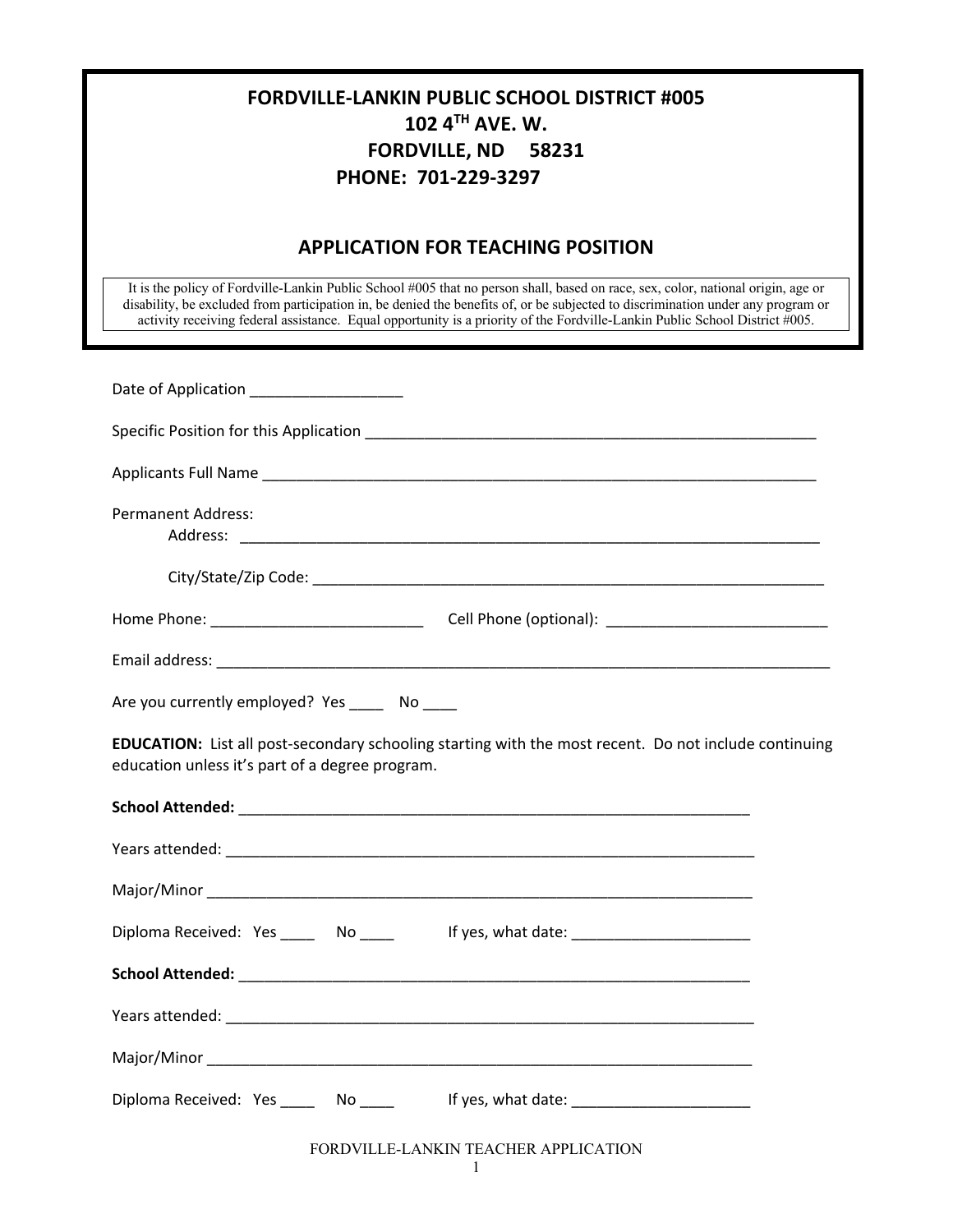# FORDVILLE-LANKIN PUBLIC SCHOOL DISTRICT #005
## 102 4TH AVE. W.
## FORDVILLE, ND 58231
## PHONE: 701-229-3297

## APPLICATION FOR TEACHING POSITION

It is the policy of Fordville-Lankin Public School #005 that no person shall, based on race, sex, color, national origin, age or disability, be excluded from participation in, be denied the benefits of, or be subjected to discrimination under any program or activity receiving federal assistance. Equal opportunity is a priority of the Fordville-Lankin Public School District #005.

Date of Application __________________

Specific Position for this Application ________________________________________________________

Applicants Full Name ______________________________________________________________________

Permanent Address:

Address: __________________________________________________________________________

City/State/Zip Code: ________________________________________________________________

Home Phone: _________________________ Cell Phone (optional): __________________________

Email address: ____________________________________________________________________________

Are you currently employed? Yes ____ No ____

**EDUCATION:** List all post-secondary schooling starting with the most recent. Do not include continuing education unless it's part of a degree program.

**School Attended:** ______________________________________________________________

Years attended: ________________________________________________________________

Major/Minor ___________________________________________________________________

Diploma Received: Yes ____ No ____ If yes, what date: _____________________

**School Attended:** ______________________________________________________________

Years attended: ________________________________________________________________

Major/Minor ___________________________________________________________________

Diploma Received: Yes ____ No ____ If yes, what date: _____________________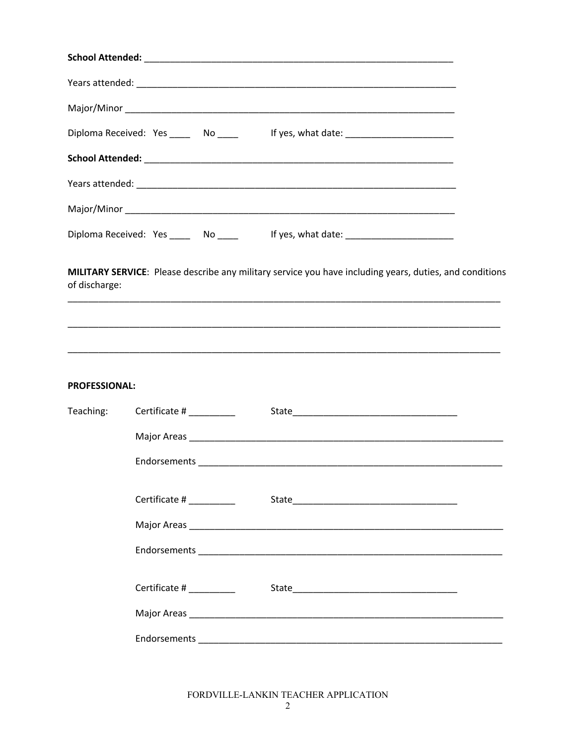**School Attended:** ____________________________________________________________

Years attended: ______________________________________________________________

Major/Minor _________________________________________________________________

Diploma Received: Yes ____ No ____ If yes, what date: ____________________

**School Attended:** ____________________________________________________________

Years attended: ______________________________________________________________

Major/Minor _________________________________________________________________

Diploma Received: Yes ____ No ____ If yes, what date: ____________________

**MILITARY SERVICE**: Please describe any military service you have including years, duties, and conditions of discharge:

_____________________________________________________________________________________

_____________________________________________________________________________________

_____________________________________________________________________________________

**PROFESSIONAL:**

Teaching: Certificate # _________ State_______________________________

Major Areas ____________________________________________________________

Endorsements __________________________________________________________

Certificate # _________ State_______________________________

Major Areas ____________________________________________________________

Endorsements __________________________________________________________

Certificate # _________ State_______________________________

Major Areas ____________________________________________________________

Endorsements __________________________________________________________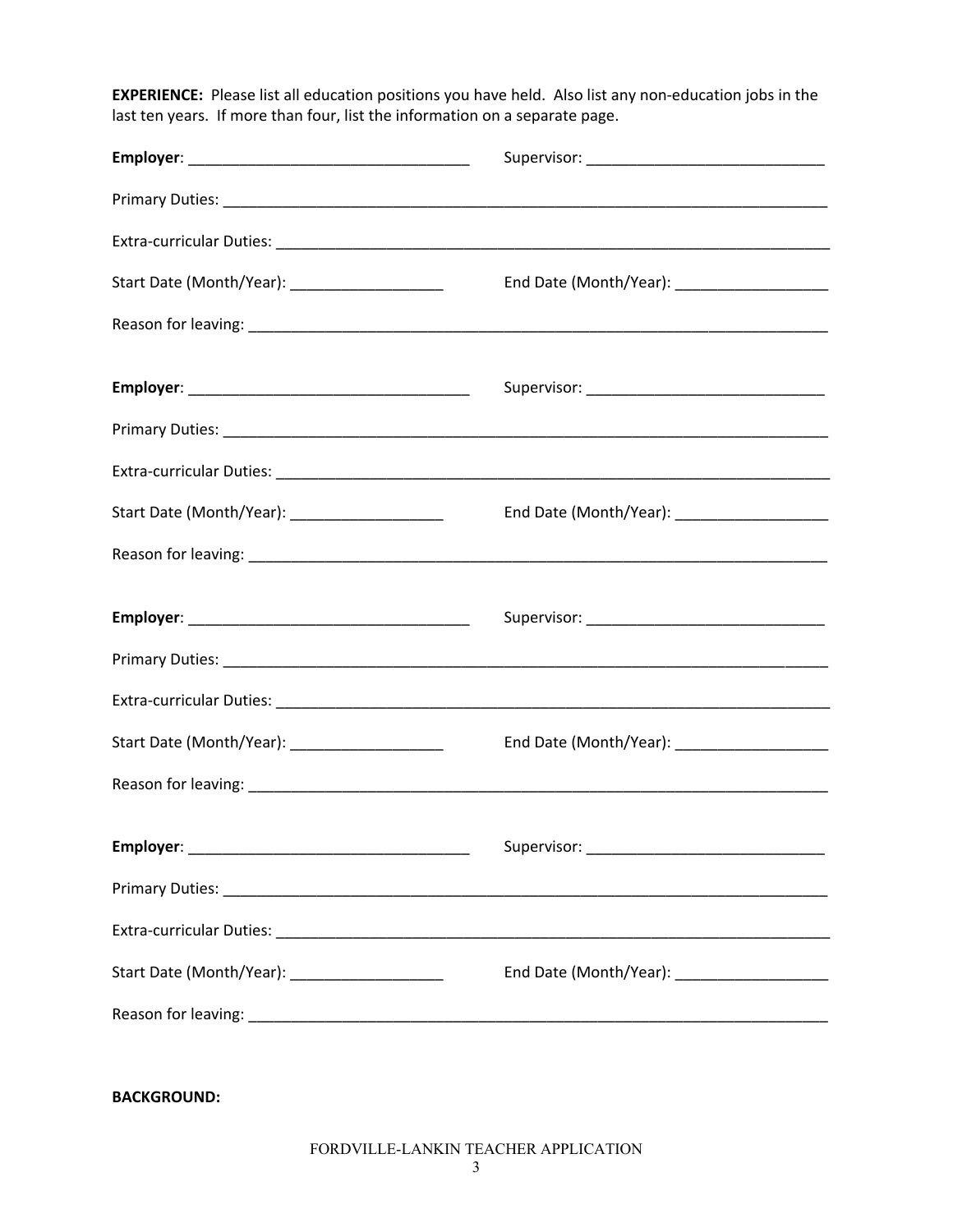**EXPERIENCE:** Please list all education positions you have held. Also list any non-education jobs in the last ten years. If more than four, list the information on a separate page.

**Employer**: _________________________________ Supervisor: ____________________________

Primary Duties: ___________________________________________________________________________

Extra-curricular Duties: ____________________________________________________________________

Start Date (Month/Year): __________________ End Date (Month/Year): __________________

Reason for leaving: ________________________________________________________________________

**Employer**: _________________________________ Supervisor: ____________________________

Primary Duties: ___________________________________________________________________________

Extra-curricular Duties: ____________________________________________________________________

Start Date (Month/Year): __________________ End Date (Month/Year): __________________

Reason for leaving: ________________________________________________________________________

**Employer**: _________________________________ Supervisor: ____________________________

Primary Duties: ___________________________________________________________________________

Extra-curricular Duties: ____________________________________________________________________

Start Date (Month/Year): __________________ End Date (Month/Year): __________________

Reason for leaving: ________________________________________________________________________

**Employer**: _________________________________ Supervisor: ____________________________

Primary Duties: ___________________________________________________________________________

Extra-curricular Duties: ____________________________________________________________________

Start Date (Month/Year): __________________ End Date (Month/Year): __________________

Reason for leaving: ________________________________________________________________________

**BACKGROUND:**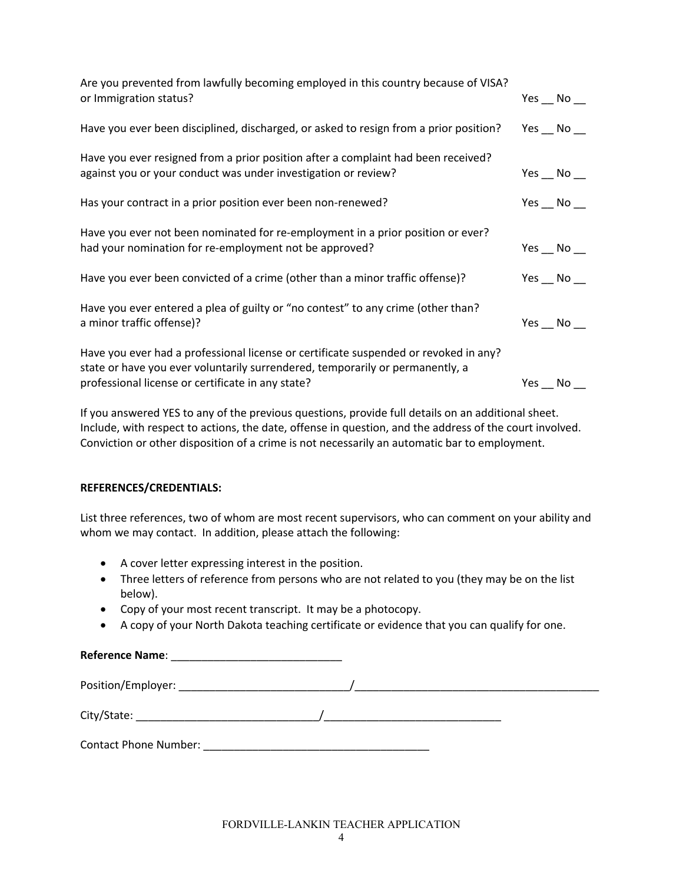Are you prevented from lawfully becoming employed in this country because of VISA? or Immigration status? Yes __ No __

Have you ever been disciplined, discharged, or asked to resign from a prior position? Yes __ No __

Have you ever resigned from a prior position after a complaint had been received? against you or your conduct was under investigation or review? Yes __ No __

Has your contract in a prior position ever been non-renewed? Yes __ No __

Have you ever not been nominated for re-employment in a prior position or ever? had your nomination for re-employment not be approved? Yes __ No __

Have you ever been convicted of a crime (other than a minor traffic offense)? Yes __ No __

Have you ever entered a plea of guilty or "no contest" to any crime (other than? a minor traffic offense)? Yes __ No __

Have you ever had a professional license or certificate suspended or revoked in any? state or have you ever voluntarily surrendered, temporarily or permanently, a professional license or certificate in any state? Yes __ No __

If you answered YES to any of the previous questions, provide full details on an additional sheet. Include, with respect to actions, the date, offense in question, and the address of the court involved. Conviction or other disposition of a crime is not necessarily an automatic bar to employment.

**REFERENCES/CREDENTIALS:**

List three references, two of whom are most recent supervisors, who can comment on your ability and whom we may contact. In addition, please attach the following:

- A cover letter expressing interest in the position.
- Three letters of reference from persons who are not related to you (they may be on the list below).
- Copy of your most recent transcript. It may be a photocopy.
- A copy of your North Dakota teaching certificate or evidence that you can qualify for one.

**Reference Name**: ____________________________

Position/Employer: ____________________________/________________________________________

City/State: ______________________________/_____________________________

Contact Phone Number: _____________________________________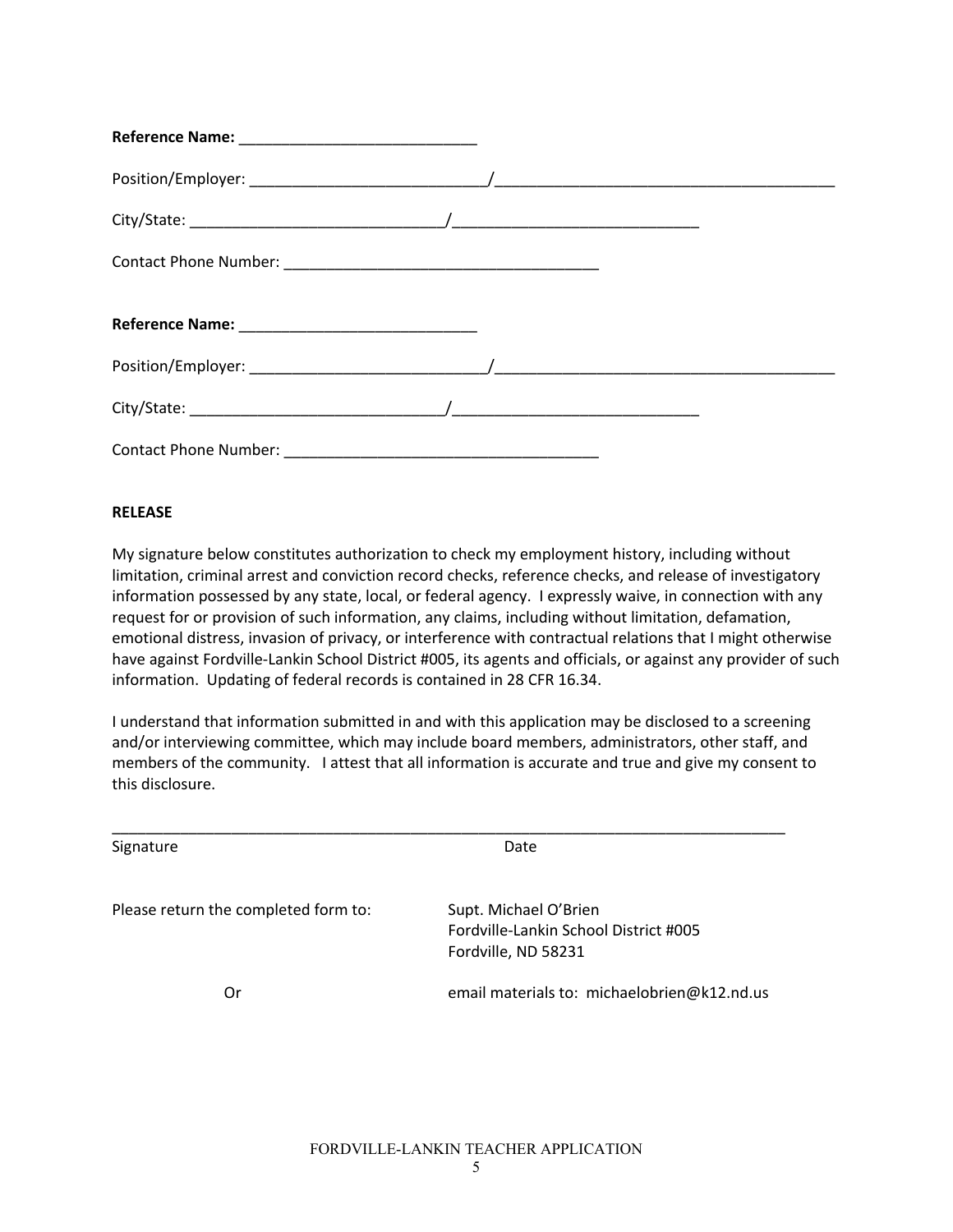**Reference Name:** ____________________________

Position/Employer: ____________________________/________________________________________

City/State: ______________________________/_____________________________

Contact Phone Number: _____________________________________

**Reference Name:** ____________________________

Position/Employer: ____________________________/________________________________________

City/State: ______________________________/_____________________________

Contact Phone Number: _____________________________________

**RELEASE**

My signature below constitutes authorization to check my employment history, including without limitation, criminal arrest and conviction record checks, reference checks, and release of investigatory information possessed by any state, local, or federal agency. I expressly waive, in connection with any request for or provision of such information, any claims, including without limitation, defamation, emotional distress, invasion of privacy, or interference with contractual relations that I might otherwise have against Fordville-Lankin School District #005, its agents and officials, or against any provider of such information. Updating of federal records is contained in 28 CFR 16.34.

I understand that information submitted in and with this application may be disclosed to a screening and/or interviewing committee, which may include board members, administrators, other staff, and members of the community. I attest that all information is accurate and true and give my consent to this disclosure.

_________________________________________________________________________________

Signature                                        Date

Please return the completed form to:

Supt. Michael O'Brien
Fordville-Lankin School District #005
Fordville, ND 58231

Or

email materials to: michaelobrien@k12.nd.us

FORDVILLE-LANKIN TEACHER APPLICATION